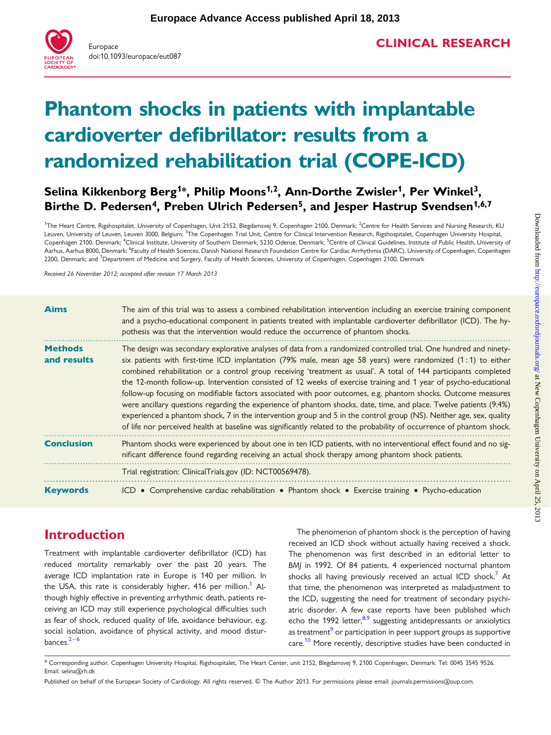# Phantom shocks in patients with implantable cardioverter defibrillator: results from a randomized rehabilitation trial (COPE-ICD)

**Selina Kikkenborg Berg[1]*, Philip Moons[1,2], Ann-Dorthe Zwisler[1], Per Winkel[3], Birthe D. Pedersen[4], Preben Ulrich Pedersen[5], and Jesper Hastrup Svendsen[1,6,7]**

[1]The Heart Centre, Rigshospitalet, University of Copenhagen, Unit 2152, Blegdamsvej 9, Copenhagen 2100, Denmark; [2]Centre for Health Services and Nursing Research, KU Leuven, University of Leuven, Leuven 3000, Belgium; [3]The Copenhagen Trial Unit, Centre for Clinical Intervention Research, Rigshospitalet, Copenhagen University Hospital, Copenhagen 2100, Denmark; [4]Clinical Institute, University of Southern Denmark, 5230 Odense, Denmark; [5]Centre of Clinical Guidelines, Institute of Public Health, University of Aarhus, Aarhus 8000, Denmark; [6]Faculty of Health Sciences, Danish National Research Foundation Centre for Cardiac Arrhythmia (DARC), University of Copenhagen, Copenhagen 2200, Denmark; and [7]Department of Medicine and Surgery, Faculty of Health Sciences, University of Copenhagen, Copenhagen 2100, Denmark

*Received 26 November 2012; accepted after revision 17 March 2013*

**Aims**

The aim of this trial was to assess a combined rehabilitation intervention including an exercise training component and a psycho-educational component in patients treated with implantable cardioverter defibrillator (ICD). The hypothesis was that the intervention would reduce the occurrence of phantom shocks.

**Methods and results**

The design was secondary explorative analyses of data from a randomized controlled trial. One hundred and ninety-six patients with first-time ICD implantation (79% male, mean age 58 years) were randomized (1 : 1) to either combined rehabilitation or a control group receiving 'treatment as usual'. A total of 144 participants completed the 12-month follow-up. Intervention consisted of 12 weeks of exercise training and 1 year of psycho-educational follow-up focusing on modifiable factors associated with poor outcomes, e.g. phantom shocks. Outcome measures were ancillary questions regarding the experience of phantom shocks, date, time, and place. Twelve patients (9.4%) experienced a phantom shock, 7 in the intervention group and 5 in the control group (NS). Neither age, sex, quality of life nor perceived health at baseline was significantly related to the probability of occurrence of phantom shock.

**Conclusion**

Phantom shocks were experienced by about one in ten ICD patients, with no interventional effect found and no significant difference found regarding receiving an actual shock therapy among phantom shock patients.

Trial registration: ClinicalTrials.gov (ID: NCT00569478).

**Keywords**

ICD • Comprehensive cardiac rehabilitation • Phantom shock • Exercise training • Psycho-education

## Introduction

Treatment with implantable cardioverter defibrillator (ICD) has reduced mortality remarkably over the past 20 years. The average ICD implantation rate in Europe is 140 per million. In the USA, this rate is considerably higher, 416 per million.[1] Although highly effective in preventing arrhythmic death, patients receiving an ICD may still experience psychological difficulties such as fear of shock, reduced quality of life, avoidance behaviour, e.g. social isolation, avoidance of physical activity, and mood disturbances.[2–6]

The phenomenon of phantom shock is the perception of having received an ICD shock without actually having received a shock. The phenomenon was first described in an editorial letter to *BMJ* in 1992. Of 84 patients, 4 experienced nocturnal phantom shocks all having previously received an actual ICD shock.[7] At that time, the phenomenon was interpreted as maladjustment to the ICD, suggesting the need for treatment of secondary psychiatric disorder. A few case reports have been published which echo the 1992 letter,[8,9] suggesting antidepressants or anxiolytics as treatment[9] or participation in peer support groups as supportive care.[10] More recently, descriptive studies have been conducted in

* Corresponding author. Copenhagen University Hospital, Rigshospitalet, The Heart Center, unit 2152, Blegdamsvej 9, 2100 Copenhagen, Denmark. Tel: 0045 3545 9526. Email: selina@rh.dk

Published on behalf of the European Society of Cardiology. All rights reserved. © The Author 2013. For permissions please email: journals.permissions@oup.com.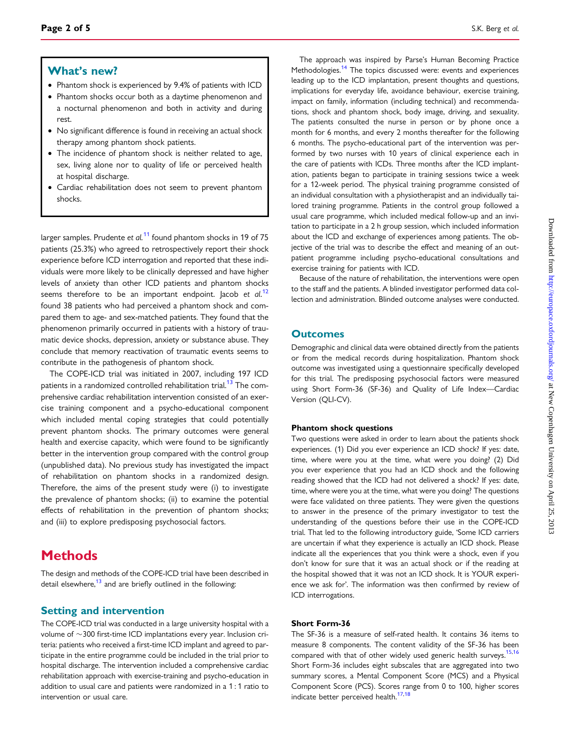## What's new?

- Phantom shock is experienced by 9.4% of patients with ICD
- Phantom shocks occur both as a daytime phenomenon and a nocturnal phenomenon and both in activity and during rest.
- No significant difference is found in receiving an actual shock therapy among phantom shock patients.
- The incidence of phantom shock is neither related to age, sex, living alone nor to quality of life or perceived health at hospital discharge.
- Cardiac rehabilitation does not seem to prevent phantom shocks.

larger samples. Prudente *et al.*[11] found phantom shocks in 19 of 75 patients (25.3%) who agreed to retrospectively report their shock experience before ICD interrogation and reported that these individuals were more likely to be clinically depressed and have higher levels of anxiety than other ICD patients and phantom shocks seems therefore to be an important endpoint. Jacob *et al.*[12] found 38 patients who had perceived a phantom shock and compared them to age- and sex-matched patients. They found that the phenomenon primarily occurred in patients with a history of traumatic device shocks, depression, anxiety or substance abuse. They conclude that memory reactivation of traumatic events seems to contribute in the pathogenesis of phantom shock.

The COPE-ICD trial was initiated in 2007, including 197 ICD patients in a randomized controlled rehabilitation trial.[13] The comprehensive cardiac rehabilitation intervention consisted of an exercise training component and a psycho-educational component which included mental coping strategies that could potentially prevent phantom shocks. The primary outcomes were general health and exercise capacity, which were found to be significantly better in the intervention group compared with the control group (unpublished data). No previous study has investigated the impact of rehabilitation on phantom shocks in a randomized design. Therefore, the aims of the present study were (i) to investigate the prevalence of phantom shocks; (ii) to examine the potential effects of rehabilitation in the prevention of phantom shocks; and (iii) to explore predisposing psychosocial factors.

# Methods

The design and methods of the COPE-ICD trial have been described in detail elsewhere,[13] and are briefly outlined in the following:

## Setting and intervention

The COPE-ICD trial was conducted in a large university hospital with a volume of ~300 first-time ICD implantations every year. Inclusion criteria: patients who received a first-time ICD implant and agreed to participate in the entire programme could be included in the trial prior to hospital discharge. The intervention included a comprehensive cardiac rehabilitation approach with exercise-training and psycho-education in addition to usual care and patients were randomized in a 1 : 1 ratio to intervention or usual care.

The approach was inspired by Parse's Human Becoming Practice Methodologies.[14] The topics discussed were: events and experiences leading up to the ICD implantation, present thoughts and questions, implications for everyday life, avoidance behaviour, exercise training, impact on family, information (including technical) and recommendations, shock and phantom shock, body image, driving, and sexuality. The patients consulted the nurse in person or by phone once a month for 6 months, and every 2 months thereafter for the following 6 months. The psycho-educational part of the intervention was performed by two nurses with 10 years of clinical experience each in the care of patients with ICDs. Three months after the ICD implantation, patients began to participate in training sessions twice a week for a 12-week period. The physical training programme consisted of an individual consultation with a physiotherapist and an individually tailored training programme. Patients in the control group followed a usual care programme, which included medical follow-up and an invitation to participate in a 2 h group session, which included information about the ICD and exchange of experiences among patients. The objective of the trial was to describe the effect and meaning of an outpatient programme including psycho-educational consultations and exercise training for patients with ICD.

Because of the nature of rehabilitation, the interventions were open to the staff and the patients. A blinded investigator performed data collection and administration. Blinded outcome analyses were conducted.

## Outcomes

Demographic and clinical data were obtained directly from the patients or from the medical records during hospitalization. Phantom shock outcome was investigated using a questionnaire specifically developed for this trial. The predisposing psychosocial factors were measured using Short Form-36 (SF-36) and Quality of Life Index—Cardiac Version (QLI-CV).

### Phantom shock questions

Two questions were asked in order to learn about the patients shock experiences. (1) Did you ever experience an ICD shock? If yes: date, time, where were you at the time, what were you doing? (2) Did you ever experience that you had an ICD shock and the following reading showed that the ICD had not delivered a shock? If yes: date, time, where were you at the time, what were you doing? The questions were face validated on three patients. They were given the questions to answer in the presence of the primary investigator to test the understanding of the questions before their use in the COPE-ICD trial. That led to the following introductory guide, 'Some ICD carriers are uncertain if what they experience is actually an ICD shock. Please indicate all the experiences that you think were a shock, even if you don't know for sure that it was an actual shock or if the reading at the hospital showed that it was not an ICD shock. It is YOUR experience we ask for'. The information was then confirmed by review of ICD interrogations.

### Short Form-36

The SF-36 is a measure of self-rated health. It contains 36 items to measure 8 components. The content validity of the SF-36 has been compared with that of other widely used generic health surveys.[15,16] Short Form-36 includes eight subscales that are aggregated into two summary scores, a Mental Component Score (MCS) and a Physical Component Score (PCS). Scores range from 0 to 100, higher scores indicate better perceived health.[17,18]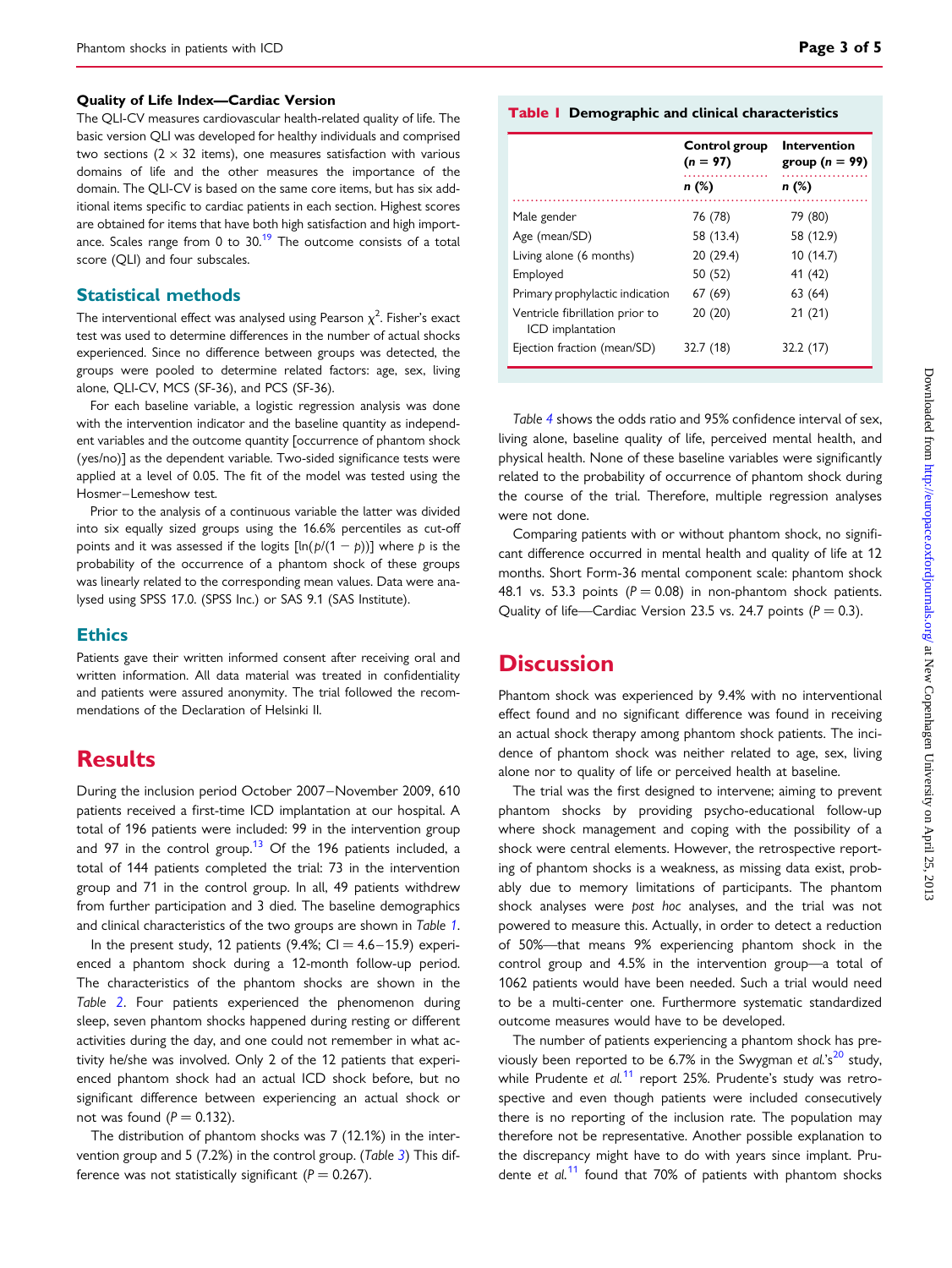### Quality of Life Index—Cardiac Version

The QLI-CV measures cardiovascular health-related quality of life. The basic version QLI was developed for healthy individuals and comprised two sections ($2 \times 32$ items), one measures satisfaction with various domains of life and the other measures the importance of the domain. The QLI-CV is based on the same core items, but has six additional items specific to cardiac patients in each section. Highest scores are obtained for items that have both high satisfaction and high importance. Scales range from 0 to 30.[19] The outcome consists of a total score (QLI) and four subscales.

## Statistical methods

The interventional effect was analysed using Pearson $\chi^2$. Fisher's exact test was used to determine differences in the number of actual shocks experienced. Since no difference between groups was detected, the groups were pooled to determine related factors: age, sex, living alone, QLI-CV, MCS (SF-36), and PCS (SF-36).

For each baseline variable, a logistic regression analysis was done with the intervention indicator and the baseline quantity as independent variables and the outcome quantity [occurrence of phantom shock (yes/no)] as the dependent variable. Two-sided significance tests were applied at a level of 0.05. The fit of the model was tested using the Hosmer–Lemeshow test.

Prior to the analysis of a continuous variable the latter was divided into six equally sized groups using the 16.6% percentiles as cut-off points and it was assessed if the logits [$\ln(p/(1-p))$] where $p$ is the probability of the occurrence of a phantom shock of these groups was linearly related to the corresponding mean values. Data were analysed using SPSS 17.0. (SPSS Inc.) or SAS 9.1 (SAS Institute).

## Ethics

Patients gave their written informed consent after receiving oral and written information. All data material was treated in confidentiality and patients were assured anonymity. The trial followed the recommendations of the Declaration of Helsinki II.

# Results

During the inclusion period October 2007–November 2009, 610 patients received a first-time ICD implantation at our hospital. A total of 196 patients were included: 99 in the intervention group and 97 in the control group.[13] Of the 196 patients included, a total of 144 patients completed the trial: 73 in the intervention group and 71 in the control group. In all, 49 patients withdrew from further participation and 3 died. The baseline demographics and clinical characteristics of the two groups are shown in *Table 1*.

In the present study, 12 patients (9.4%; CI = 4.6–15.9) experienced a phantom shock during a 12-month follow-up period. The characteristics of the phantom shocks are shown in the *Table 2*. Four patients experienced the phenomenon during sleep, seven phantom shocks happened during resting or different activities during the day, and one could not remember in what activity he/she was involved. Only 2 of the 12 patients that experienced phantom shock had an actual ICD shock before, but no significant difference between experiencing an actual shock or not was found ($P = 0.132$).

The distribution of phantom shocks was 7 (12.1%) in the intervention group and 5 (7.2%) in the control group. (*Table 3*) This difference was not statistically significant ($P = 0.267$).

**Table 1 Demographic and clinical characteristics**

| | Control group ($n$ = 97) | Intervention group ($n$ = 99) |
|---|---|---|
| | *n* (%) | *n* (%) |
| Male gender | 76 (78) | 79 (80) |
| Age (mean/SD) | 58 (13.4) | 58 (12.9) |
| Living alone (6 months) | 20 (29.4) | 10 (14.7) |
| Employed | 50 (52) | 41 (42) |
| Primary prophylactic indication | 67 (69) | 63 (64) |
| Ventricle fibrillation prior to ICD implantation | 20 (20) | 21 (21) |
| Ejection fraction (mean/SD) | 32.7 (18) | 32.2 (17) |

*Table 4* shows the odds ratio and 95% confidence interval of sex, living alone, baseline quality of life, perceived mental health, and physical health. None of these baseline variables were significantly related to the probability of occurrence of phantom shock during the course of the trial. Therefore, multiple regression analyses were not done.

Comparing patients with or without phantom shock, no significant difference occurred in mental health and quality of life at 12 months. Short Form-36 mental component scale: phantom shock 48.1 vs. 53.3 points ($P = 0.08$) in non-phantom shock patients. Quality of life—Cardiac Version 23.5 vs. 24.7 points ($P = 0.3$).

# Discussion

Phantom shock was experienced by 9.4% with no interventional effect found and no significant difference was found in receiving an actual shock therapy among phantom shock patients. The incidence of phantom shock was neither related to age, sex, living alone nor to quality of life or perceived health at baseline.

The trial was the first designed to intervene; aiming to prevent phantom shocks by providing psycho-educational follow-up where shock management and coping with the possibility of a shock were central elements. However, the retrospective reporting of phantom shocks is a weakness, as missing data exist, probably due to memory limitations of participants. The phantom shock analyses were *post hoc* analyses, and the trial was not powered to measure this. Actually, in order to detect a reduction of 50%—that means 9% experiencing phantom shock in the control group and 4.5% in the intervention group—a total of 1062 patients would have been needed. Such a trial would need to be a multi-center one. Furthermore systematic standardized outcome measures would have to be developed.

The number of patients experiencing a phantom shock has previously been reported to be 6.7% in the Swygman *et al.*'s[20] study, while Prudente *et al.*[11] report 25%. Prudente's study was retrospective and even though patients were included consecutively there is no reporting of the inclusion rate. The population may therefore not be representative. Another possible explanation to the discrepancy might have to do with years since implant. Prudente *et al.*[11] found that 70% of patients with phantom shocks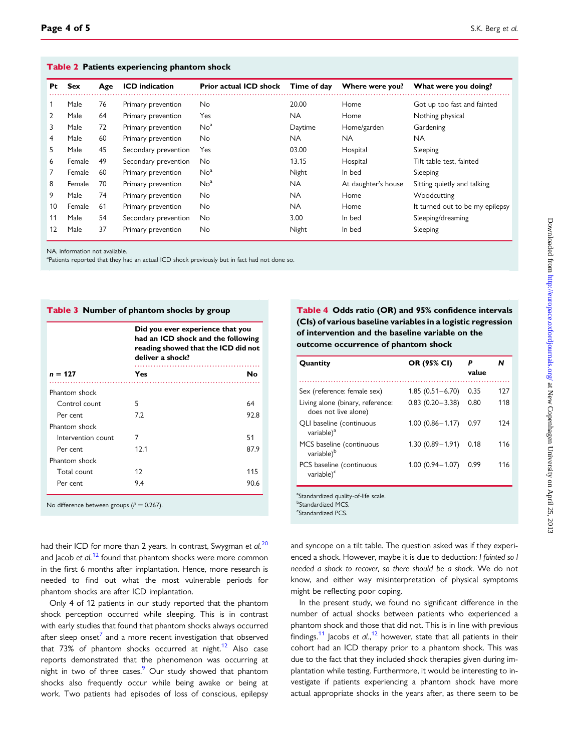**Table 2 Patients experiencing phantom shock**

| Pt | Sex | Age | ICD indication | Prior actual ICD shock | Time of day | Where were you? | What were you doing? |
|---|---|---|---|---|---|---|---|
| 1 | Male | 76 | Primary prevention | No | 20.00 | Home | Got up too fast and fainted |
| 2 | Male | 64 | Primary prevention | Yes | NA | Home | Nothing physical |
| 3 | Male | 72 | Primary prevention | No[a] | Daytime | Home/garden | Gardening |
| 4 | Male | 60 | Primary prevention | No | NA | NA | NA |
| 5 | Male | 45 | Secondary prevention | Yes | 03.00 | Hospital | Sleeping |
| 6 | Female | 49 | Secondary prevention | No | 13.15 | Hospital | Tilt table test, fainted |
| 7 | Female | 60 | Primary prevention | No[a] | Night | In bed | Sleeping |
| 8 | Female | 70 | Primary prevention | No[a] | NA | At daughter's house | Sitting quietly and talking |
| 9 | Male | 74 | Primary prevention | No | NA | Home | Woodcutting |
| 10 | Female | 61 | Primary prevention | No | NA | Home | It turned out to be my epilepsy |
| 11 | Male | 54 | Secondary prevention | No | 3.00 | In bed | Sleeping/dreaming |
| 12 | Male | 37 | Primary prevention | No | Night | In bed | Sleeping |

NA, information not available.
[a]Patients reported that they had an actual ICD shock previously but in fact had not done so.

**Table 3 Number of phantom shocks by group**

| | Did you ever experience that you had an ICD shock and the following reading showed that the ICD did not deliver a shock? | |
|---|---|---|
| $n = 127$ | Yes | No |
| Phantom shock | | |
| Control count | 5 | 64 |
| Per cent | 7.2 | 92.8 |
| Phantom shock | | |
| Intervention count | 7 | 51 |
| Per cent | 12.1 | 87.9 |
| Phantom shock | | |
| Total count | 12 | 115 |
| Per cent | 9.4 | 90.6 |

No difference between groups ($P = 0.267$).

**Table 4 Odds ratio (OR) and 95% confidence intervals (CIs) of various baseline variables in a logistic regression of intervention and the baseline variable on the outcome occurrence of phantom shock**

| Quantity | OR (95% CI) | P value | N |
|---|---|---|---|
| Sex (reference: female sex) | 1.85 (0.51–6.70) | 0.35 | 127 |
| Living alone (binary, reference: does not live alone) | 0.83 (0.20–3.38) | 0.80 | 118 |
| QLI baseline (continuous variable)[a] | 1.00 (0.86–1.17) | 0.97 | 124 |
| MCS baseline (continuous variable)[b] | 1.30 (0.89–1.91) | 0.18 | 116 |
| PCS baseline (continuous variable)[c] | 1.00 (0.94–1.07) | 0.99 | 116 |

[a]Standardized quality-of-life scale.
[b]Standardized MCS.
[c]Standardized PCS.

had their ICD for more than 2 years. In contrast, Swygman *et al.*[20] and Jacob *et al.*[12] found that phantom shocks were more common in the first 6 months after implantation. Hence, more research is needed to find out what the most vulnerable periods for phantom shocks are after ICD implantation.

Only 4 of 12 patients in our study reported that the phantom shock perception occurred while sleeping. This is in contrast with early studies that found that phantom shocks always occurred after sleep onset[7] and a more recent investigation that observed that 73% of phantom shocks occurred at night.[12] Also case reports demonstrated that the phenomenon was occurring at night in two of three cases.[9] Our study showed that phantom shocks also frequently occur while being awake or being at work. Two patients had episodes of loss of conscious, epilepsy and syncope on a tilt table. The question asked was if they experienced a shock. However, maybe it is due to deduction: *I fainted so I needed a shock to recover, so there should be a shock*. We do not know, and either way misinterpretation of physical symptoms might be reflecting poor coping.

In the present study, we found no significant difference in the number of actual shocks between patients who experienced a phantom shock and those that did not. This is in line with previous findings.[11] Jacobs *et al.*,[12] however, state that all patients in their cohort had an ICD therapy prior to a phantom shock. This was due to the fact that they included shock therapies given during implantation while testing. Furthermore, it would be interesting to investigate if patients experiencing a phantom shock have more actual appropriate shocks in the years after, as there seem to be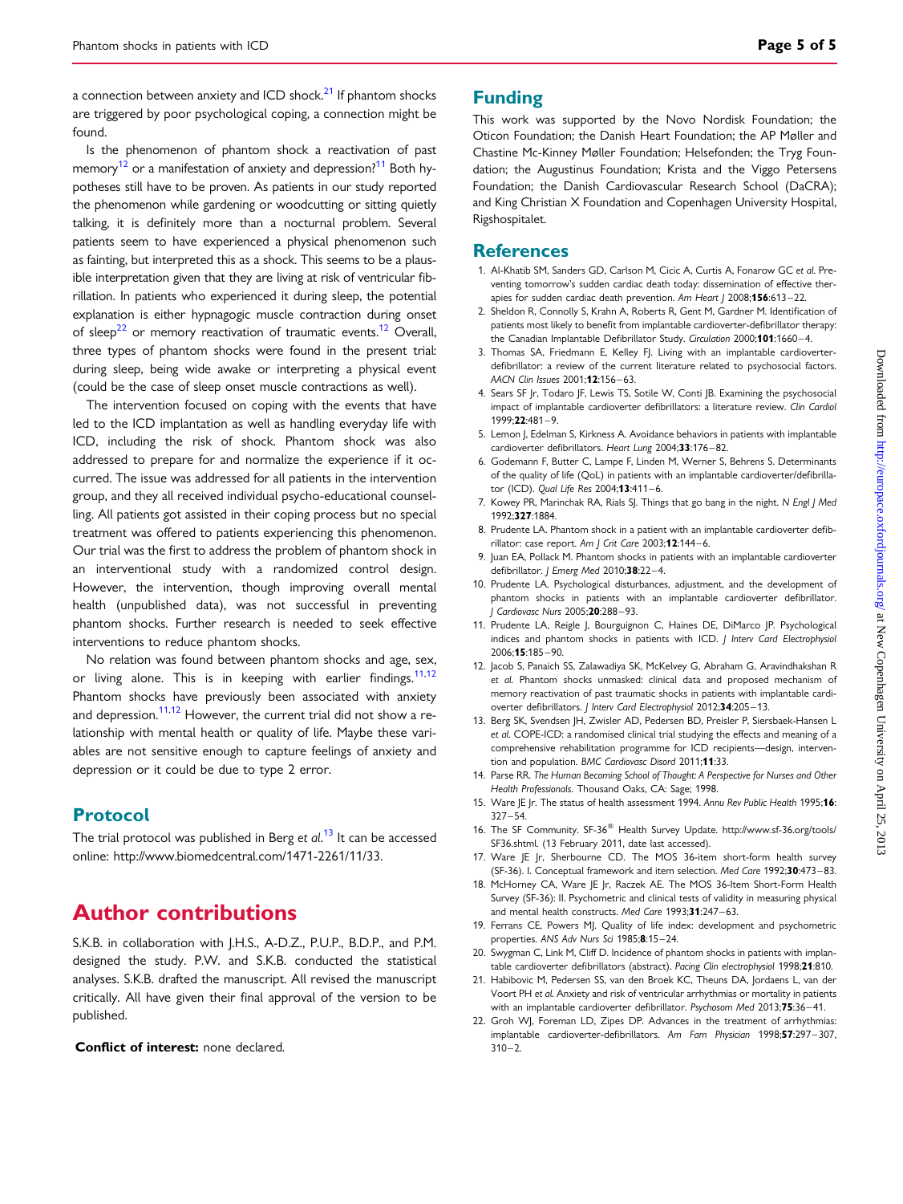a connection between anxiety and ICD shock.[21] If phantom shocks are triggered by poor psychological coping, a connection might be found.

Is the phenomenon of phantom shock a reactivation of past memory[12] or a manifestation of anxiety and depression?[11] Both hypotheses still have to be proven. As patients in our study reported the phenomenon while gardening or woodcutting or sitting quietly talking, it is definitely more than a nocturnal problem. Several patients seem to have experienced a physical phenomenon such as fainting, but interpreted this as a shock. This seems to be a plausible interpretation given that they are living at risk of ventricular fibrillation. In patients who experienced it during sleep, the potential explanation is either hypnagogic muscle contraction during onset of sleep[22] or memory reactivation of traumatic events.[12] Overall, three types of phantom shocks were found in the present trial: during sleep, being wide awake or interpreting a physical event (could be the case of sleep onset muscle contractions as well).

The intervention focused on coping with the events that have led to the ICD implantation as well as handling everyday life with ICD, including the risk of shock. Phantom shock was also addressed to prepare for and normalize the experience if it occurred. The issue was addressed for all patients in the intervention group, and they all received individual psycho-educational counselling. All patients got assisted in their coping process but no special treatment was offered to patients experiencing this phenomenon. Our trial was the first to address the problem of phantom shock in an interventional study with a randomized control design. However, the intervention, though improving overall mental health (unpublished data), was not successful in preventing phantom shocks. Further research is needed to seek effective interventions to reduce phantom shocks.

No relation was found between phantom shocks and age, sex, or living alone. This is in keeping with earlier findings.[11,12] Phantom shocks have previously been associated with anxiety and depression.[11,12] However, the current trial did not show a relationship with mental health or quality of life. Maybe these variables are not sensitive enough to capture feelings of anxiety and depression or it could be due to type 2 error.

## Protocol

The trial protocol was published in Berg *et al.*[13] It can be accessed online: http://www.biomedcentral.com/1471-2261/11/33.

# Author contributions

S.K.B. in collaboration with J.H.S., A-D.Z., P.U.P., B.D.P., and P.M. designed the study. P.W. and S.K.B. conducted the statistical analyses. S.K.B. drafted the manuscript. All revised the manuscript critically. All have given their final approval of the version to be published.

**Conflict of interest:** none declared.

## Funding

This work was supported by the Novo Nordisk Foundation; the Oticon Foundation; the Danish Heart Foundation; the AP Møller and Chastine Mc-Kinney Møller Foundation; Helsefonden; the Tryg Foundation; the Augustinus Foundation; Krista and the Viggo Petersens Foundation; the Danish Cardiovascular Research School (DaCRA); and King Christian X Foundation and Copenhagen University Hospital, Rigshospitalet.

## References

1. Al-Khatib SM, Sanders GD, Carlson M, Cicic A, Curtis A, Fonarow GC *et al.* Preventing tomorrow's sudden cardiac death today: dissemination of effective therapies for sudden cardiac death prevention. *Am Heart J* 2008;**156**:613–22.
2. Sheldon R, Connolly S, Krahn A, Roberts R, Gent M, Gardner M. Identification of patients most likely to benefit from implantable cardioverter-defibrillator therapy: the Canadian Implantable Defibrillator Study. *Circulation* 2000;**101**:1660–4.
3. Thomas SA, Friedmann E, Kelley FJ. Living with an implantable cardioverter-defibrillator: a review of the current literature related to psychosocial factors. *AACN Clin Issues* 2001;**12**:156–63.
4. Sears SF Jr, Todaro JF, Lewis TS, Sotile W, Conti JB. Examining the psychosocial impact of implantable cardioverter defibrillators: a literature review. *Clin Cardiol* 1999;**22**:481–9.
5. Lemon J, Edelman S, Kirkness A. Avoidance behaviors in patients with implantable cardioverter defibrillators. *Heart Lung* 2004;**33**:176–82.
6. Godemann F, Butter C, Lampe F, Linden M, Werner S, Behrens S. Determinants of the quality of life (QoL) in patients with an implantable cardioverter/defibrillator (ICD). *Qual Life Res* 2004;**13**:411–6.
7. Kowey PR, Marinchak RA, Rials SJ. Things that go bang in the night. *N Engl J Med* 1992;**327**:1884.
8. Prudente LA. Phantom shock in a patient with an implantable cardioverter defibrillator: case report. *Am J Crit Care* 2003;**12**:144–6.
9. Juan EA, Pollack M. Phantom shocks in patients with an implantable cardioverter defibrillator. *J Emerg Med* 2010;**38**:22–4.
10. Prudente LA. Psychological disturbances, adjustment, and the development of phantom shocks in patients with an implantable cardioverter defibrillator. *J Cardiovasc Nurs* 2005;**20**:288–93.
11. Prudente LA, Reigle J, Bourguignon C, Haines DE, DiMarco JP. Psychological indices and phantom shocks in patients with ICD. *J Interv Card Electrophysiol* 2006;**15**:185–90.
12. Jacob S, Panaich SS, Zalawadiya SK, McKelvey G, Abraham G, Aravindhakshan R *et al.* Phantom shocks unmasked: clinical data and proposed mechanism of memory reactivation of past traumatic shocks in patients with implantable cardioverter defibrillators. *J Interv Card Electrophysiol* 2012;**34**:205–13.
13. Berg SK, Svendsen JH, Zwisler AD, Pedersen BD, Preisler P, Siersbaek-Hansen L *et al.* COPE-ICD: a randomised clinical trial studying the effects and meaning of a comprehensive rehabilitation programme for ICD recipients—design, intervention and population. *BMC Cardiovasc Disord* 2011;**11**:33.
14. Parse RR. *The Human Becoming School of Thought: A Perspective for Nurses and Other Health Professionals*. Thousand Oaks, CA: Sage; 1998.
15. Ware JE Jr. The status of health assessment 1994. *Annu Rev Public Health* 1995;**16**:327–54.
16. The SF Community. SF-36® Health Survey Update. http://www.sf-36.org/tools/SF36.shtml. (13 February 2011, date last accessed).
17. Ware JE Jr, Sherbourne CD. The MOS 36-item short-form health survey (SF-36). I. Conceptual framework and item selection. *Med Care* 1992;**30**:473–83.
18. McHorney CA, Ware JE Jr, Raczek AE. The MOS 36-Item Short-Form Health Survey (SF-36): II. Psychometric and clinical tests of validity in measuring physical and mental health constructs. *Med Care* 1993;**31**:247–63.
19. Ferrans CE, Powers MJ. Quality of life index: development and psychometric properties. *ANS Adv Nurs Sci* 1985;**8**:15–24.
20. Swygman C, Link M, Cliff D. Incidence of phantom shocks in patients with implantable cardioverter defibrillators (abstract). *Pacing Clin electrophysiol* 1998;**21**:810.
21. Habibovic M, Pedersen SS, van den Broek KC, Theuns DA, Jordaens L, van der Voort PH *et al.* Anxiety and risk of ventricular arrhythmias or mortality in patients with an implantable cardioverter defibrillator. *Psychosom Med* 2013;**75**:36–41.
22. Groh WJ, Foreman LD, Zipes DP. Advances in the treatment of arrhythmias: implantable cardioverter-defibrillators. *Am Fam Physician* 1998;**57**:297–307, 310–2.